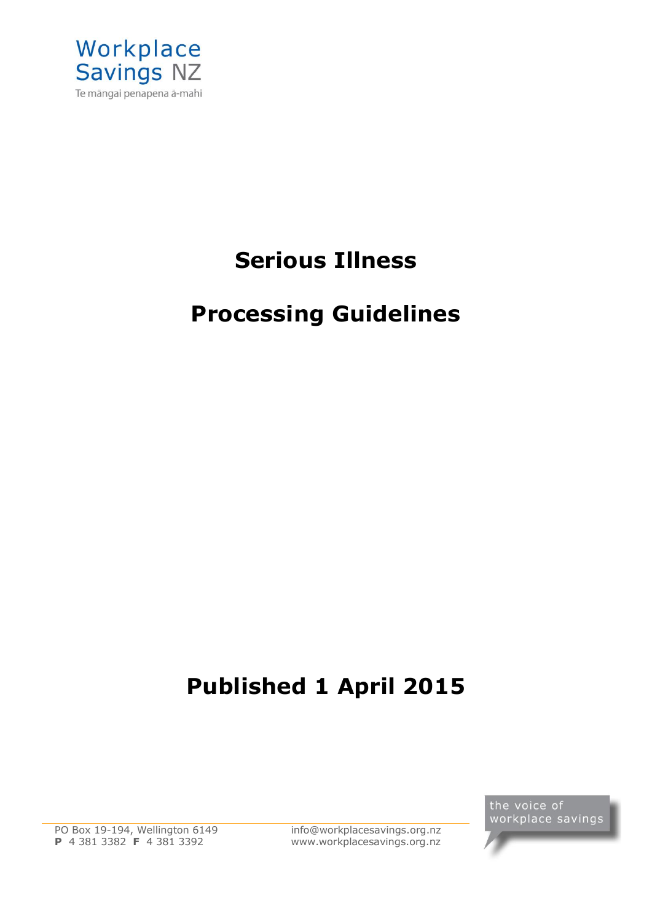Workplace Savings NZ

Te māngai penapena ā-mahi

# Serious Illness

# Processing Guidelines

# Published 1 April 2015

PO Box 19-194, Wellington 6149
**P** 4 381 3382 **F** 4 381 3392

info@workplacesavings.org.nz
www.workplacesavings.org.nz

the voice of workplace savings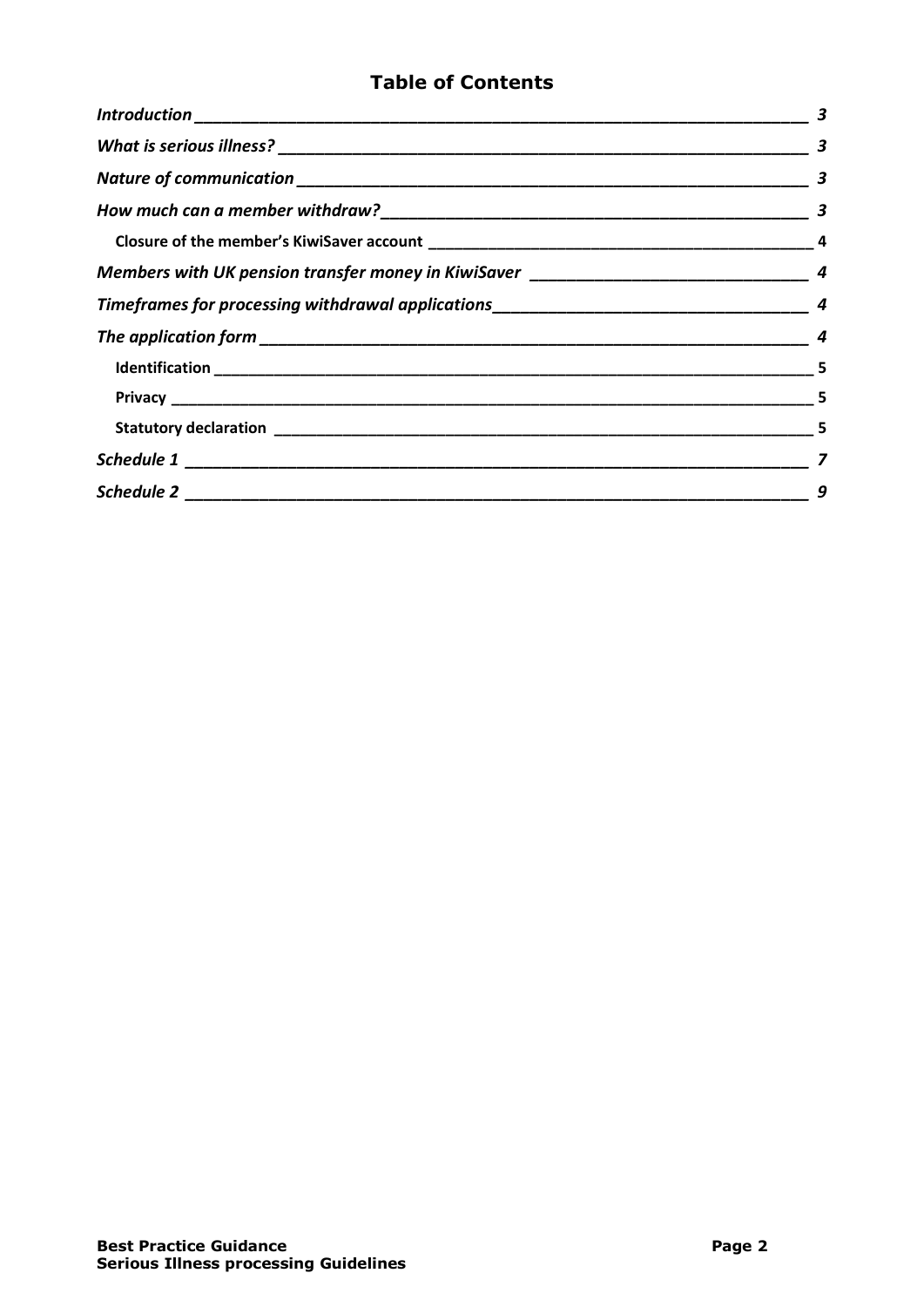# Table of Contents

*Introduction* ____ *3*

*What is serious illness?* ____ *3*

*Nature of communication* ____ *3*

*How much can a member withdraw?* ____ *3*

- **Closure of the member's KiwiSaver account** ____ 4

*Members with UK pension transfer money in KiwiSaver* ____ *4*

*Timeframes for processing withdrawal applications* ____ *4*

*The application form* ____ *4*

- **Identification** ____ 5
- **Privacy** ____ 5
- **Statutory declaration** ____ 5

*Schedule 1* ____ *7*

*Schedule 2* ____ *9*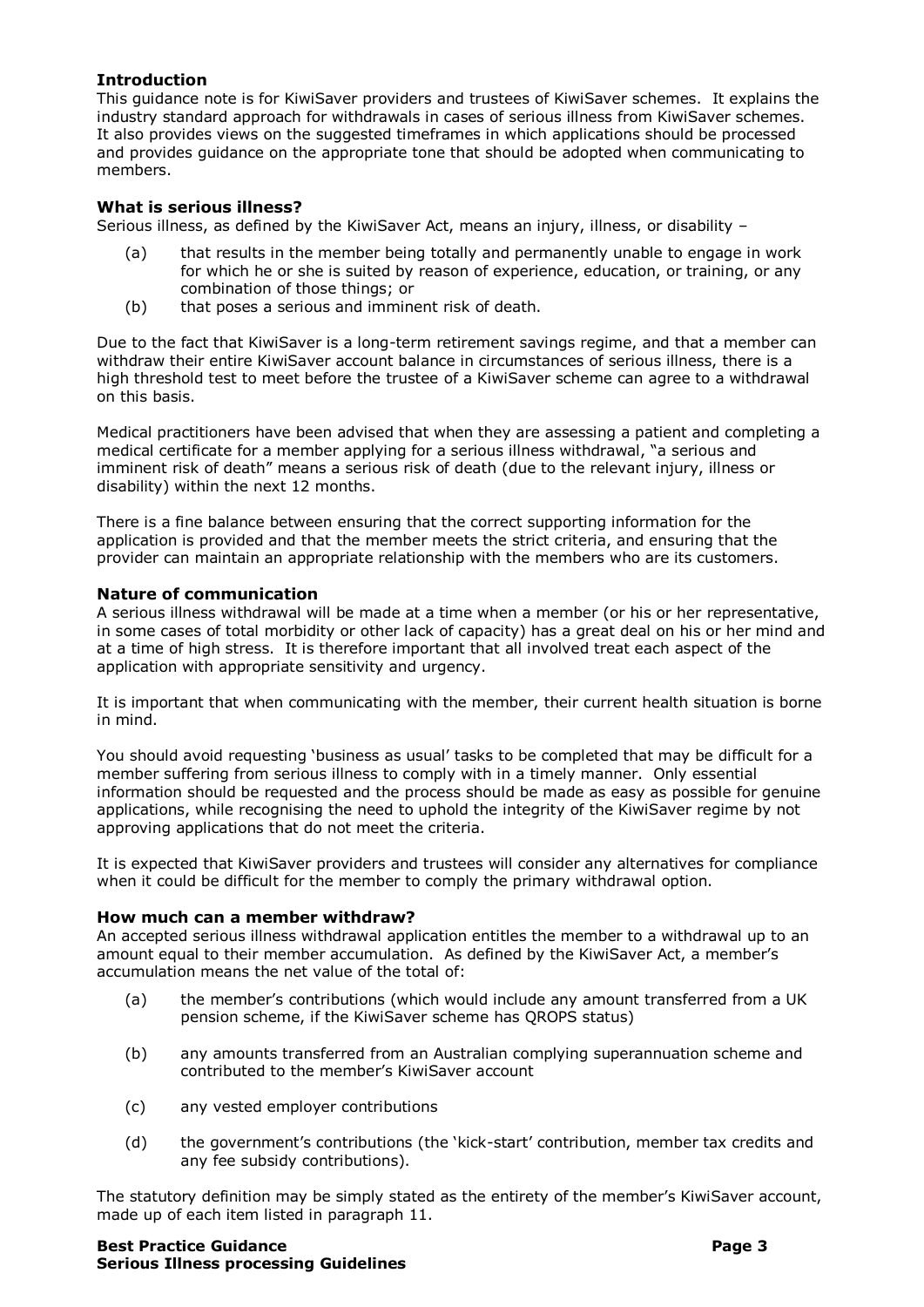### Introduction

This guidance note is for KiwiSaver providers and trustees of KiwiSaver schemes. It explains the industry standard approach for withdrawals in cases of serious illness from KiwiSaver schemes. It also provides views on the suggested timeframes in which applications should be processed and provides guidance on the appropriate tone that should be adopted when communicating to members.

### What is serious illness?

Serious illness, as defined by the KiwiSaver Act, means an injury, illness, or disability –

(a) that results in the member being totally and permanently unable to engage in work for which he or she is suited by reason of experience, education, or training, or any combination of those things; or

(b) that poses a serious and imminent risk of death.

Due to the fact that KiwiSaver is a long-term retirement savings regime, and that a member can withdraw their entire KiwiSaver account balance in circumstances of serious illness, there is a high threshold test to meet before the trustee of a KiwiSaver scheme can agree to a withdrawal on this basis.

Medical practitioners have been advised that when they are assessing a patient and completing a medical certificate for a member applying for a serious illness withdrawal, "a serious and imminent risk of death" means a serious risk of death (due to the relevant injury, illness or disability) within the next 12 months.

There is a fine balance between ensuring that the correct supporting information for the application is provided and that the member meets the strict criteria, and ensuring that the provider can maintain an appropriate relationship with the members who are its customers.

### Nature of communication

A serious illness withdrawal will be made at a time when a member (or his or her representative, in some cases of total morbidity or other lack of capacity) has a great deal on his or her mind and at a time of high stress. It is therefore important that all involved treat each aspect of the application with appropriate sensitivity and urgency.

It is important that when communicating with the member, their current health situation is borne in mind.

You should avoid requesting 'business as usual' tasks to be completed that may be difficult for a member suffering from serious illness to comply with in a timely manner. Only essential information should be requested and the process should be made as easy as possible for genuine applications, while recognising the need to uphold the integrity of the KiwiSaver regime by not approving applications that do not meet the criteria.

It is expected that KiwiSaver providers and trustees will consider any alternatives for compliance when it could be difficult for the member to comply the primary withdrawal option.

### How much can a member withdraw?

An accepted serious illness withdrawal application entitles the member to a withdrawal up to an amount equal to their member accumulation. As defined by the KiwiSaver Act, a member's accumulation means the net value of the total of:

(a) the member's contributions (which would include any amount transferred from a UK pension scheme, if the KiwiSaver scheme has QROPS status)

(b) any amounts transferred from an Australian complying superannuation scheme and contributed to the member's KiwiSaver account

(c) any vested employer contributions

(d) the government's contributions (the 'kick-start' contribution, member tax credits and any fee subsidy contributions).

The statutory definition may be simply stated as the entirety of the member's KiwiSaver account, made up of each item listed in paragraph 11.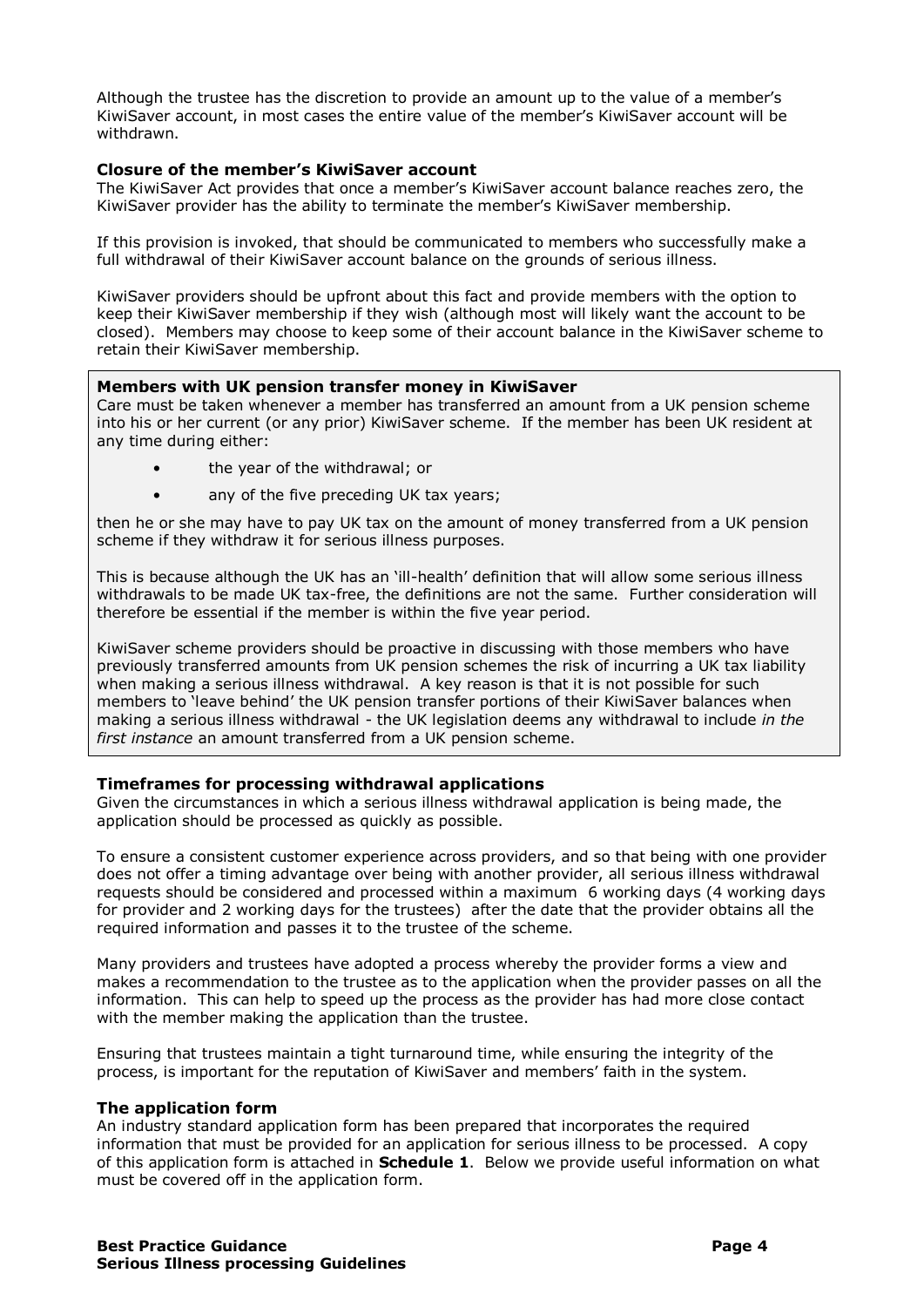Although the trustee has the discretion to provide an amount up to the value of a member's KiwiSaver account, in most cases the entire value of the member's KiwiSaver account will be withdrawn.

### Closure of the member's KiwiSaver account

The KiwiSaver Act provides that once a member's KiwiSaver account balance reaches zero, the KiwiSaver provider has the ability to terminate the member's KiwiSaver membership.

If this provision is invoked, that should be communicated to members who successfully make a full withdrawal of their KiwiSaver account balance on the grounds of serious illness.

KiwiSaver providers should be upfront about this fact and provide members with the option to keep their KiwiSaver membership if they wish (although most will likely want the account to be closed). Members may choose to keep some of their account balance in the KiwiSaver scheme to retain their KiwiSaver membership.

### Members with UK pension transfer money in KiwiSaver

Care must be taken whenever a member has transferred an amount from a UK pension scheme into his or her current (or any prior) KiwiSaver scheme. If the member has been UK resident at any time during either:

- the year of the withdrawal; or
- any of the five preceding UK tax years;

then he or she may have to pay UK tax on the amount of money transferred from a UK pension scheme if they withdraw it for serious illness purposes.

This is because although the UK has an 'ill-health' definition that will allow some serious illness withdrawals to be made UK tax-free, the definitions are not the same. Further consideration will therefore be essential if the member is within the five year period.

KiwiSaver scheme providers should be proactive in discussing with those members who have previously transferred amounts from UK pension schemes the risk of incurring a UK tax liability when making a serious illness withdrawal. A key reason is that it is not possible for such members to 'leave behind' the UK pension transfer portions of their KiwiSaver balances when making a serious illness withdrawal - the UK legislation deems any withdrawal to include *in the first instance* an amount transferred from a UK pension scheme.

### Timeframes for processing withdrawal applications

Given the circumstances in which a serious illness withdrawal application is being made, the application should be processed as quickly as possible.

To ensure a consistent customer experience across providers, and so that being with one provider does not offer a timing advantage over being with another provider, all serious illness withdrawal requests should be considered and processed within a maximum 6 working days (4 working days for provider and 2 working days for the trustees) after the date that the provider obtains all the required information and passes it to the trustee of the scheme.

Many providers and trustees have adopted a process whereby the provider forms a view and makes a recommendation to the trustee as to the application when the provider passes on all the information. This can help to speed up the process as the provider has had more close contact with the member making the application than the trustee.

Ensuring that trustees maintain a tight turnaround time, while ensuring the integrity of the process, is important for the reputation of KiwiSaver and members' faith in the system.

### The application form

An industry standard application form has been prepared that incorporates the required information that must be provided for an application for serious illness to be processed. A copy of this application form is attached in **Schedule 1**. Below we provide useful information on what must be covered off in the application form.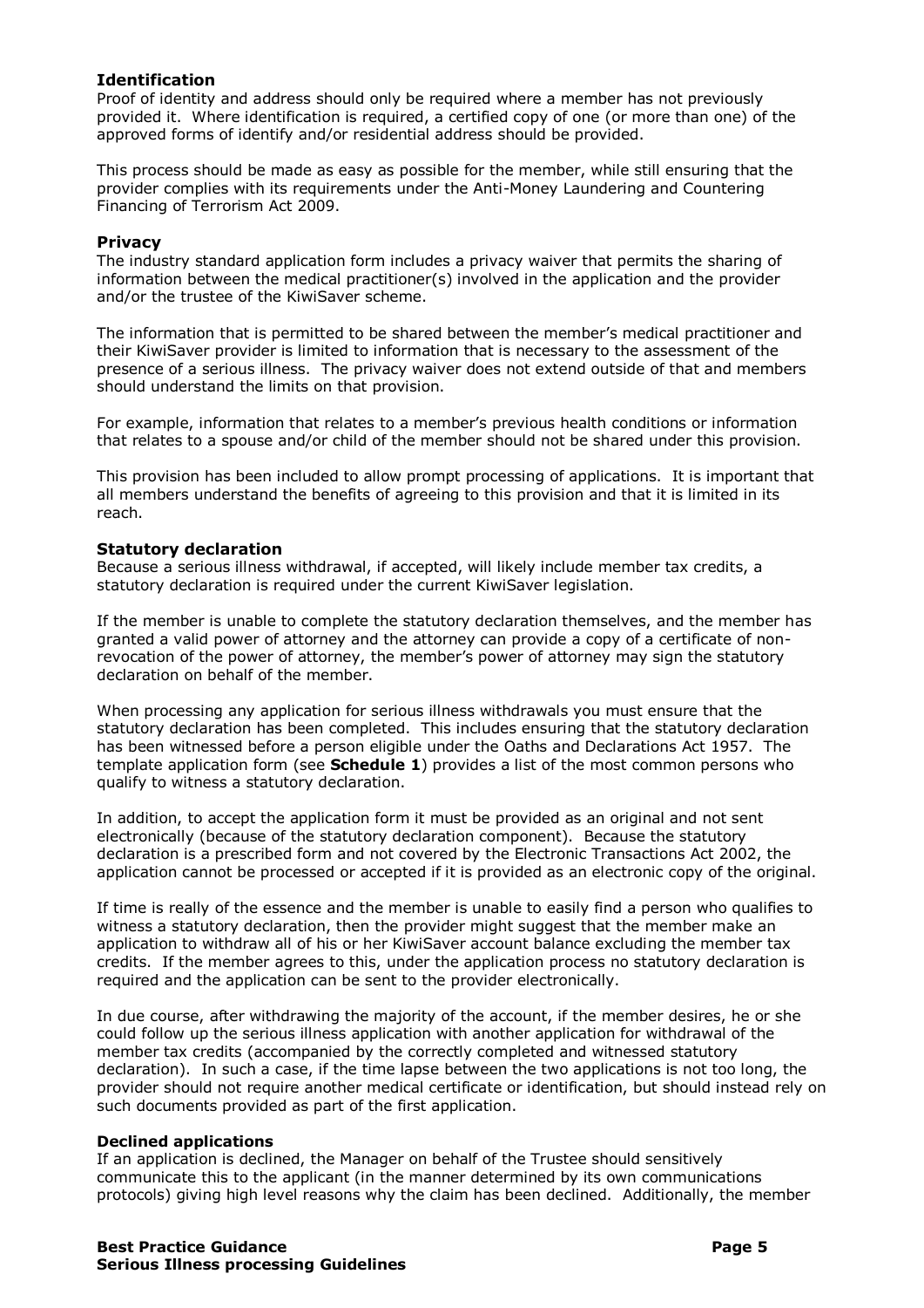### Identification

Proof of identity and address should only be required where a member has not previously provided it. Where identification is required, a certified copy of one (or more than one) of the approved forms of identify and/or residential address should be provided.

This process should be made as easy as possible for the member, while still ensuring that the provider complies with its requirements under the Anti-Money Laundering and Countering Financing of Terrorism Act 2009.

### Privacy

The industry standard application form includes a privacy waiver that permits the sharing of information between the medical practitioner(s) involved in the application and the provider and/or the trustee of the KiwiSaver scheme.

The information that is permitted to be shared between the member's medical practitioner and their KiwiSaver provider is limited to information that is necessary to the assessment of the presence of a serious illness. The privacy waiver does not extend outside of that and members should understand the limits on that provision.

For example, information that relates to a member's previous health conditions or information that relates to a spouse and/or child of the member should not be shared under this provision.

This provision has been included to allow prompt processing of applications. It is important that all members understand the benefits of agreeing to this provision and that it is limited in its reach.

### Statutory declaration

Because a serious illness withdrawal, if accepted, will likely include member tax credits, a statutory declaration is required under the current KiwiSaver legislation.

If the member is unable to complete the statutory declaration themselves, and the member has granted a valid power of attorney and the attorney can provide a copy of a certificate of non-revocation of the power of attorney, the member's power of attorney may sign the statutory declaration on behalf of the member.

When processing any application for serious illness withdrawals you must ensure that the statutory declaration has been completed. This includes ensuring that the statutory declaration has been witnessed before a person eligible under the Oaths and Declarations Act 1957. The template application form (see **Schedule 1**) provides a list of the most common persons who qualify to witness a statutory declaration.

In addition, to accept the application form it must be provided as an original and not sent electronically (because of the statutory declaration component). Because the statutory declaration is a prescribed form and not covered by the Electronic Transactions Act 2002, the application cannot be processed or accepted if it is provided as an electronic copy of the original.

If time is really of the essence and the member is unable to easily find a person who qualifies to witness a statutory declaration, then the provider might suggest that the member make an application to withdraw all of his or her KiwiSaver account balance excluding the member tax credits. If the member agrees to this, under the application process no statutory declaration is required and the application can be sent to the provider electronically.

In due course, after withdrawing the majority of the account, if the member desires, he or she could follow up the serious illness application with another application for withdrawal of the member tax credits (accompanied by the correctly completed and witnessed statutory declaration). In such a case, if the time lapse between the two applications is not too long, the provider should not require another medical certificate or identification, but should instead rely on such documents provided as part of the first application.

### Declined applications

If an application is declined, the Manager on behalf of the Trustee should sensitively communicate this to the applicant (in the manner determined by its own communications protocols) giving high level reasons why the claim has been declined. Additionally, the member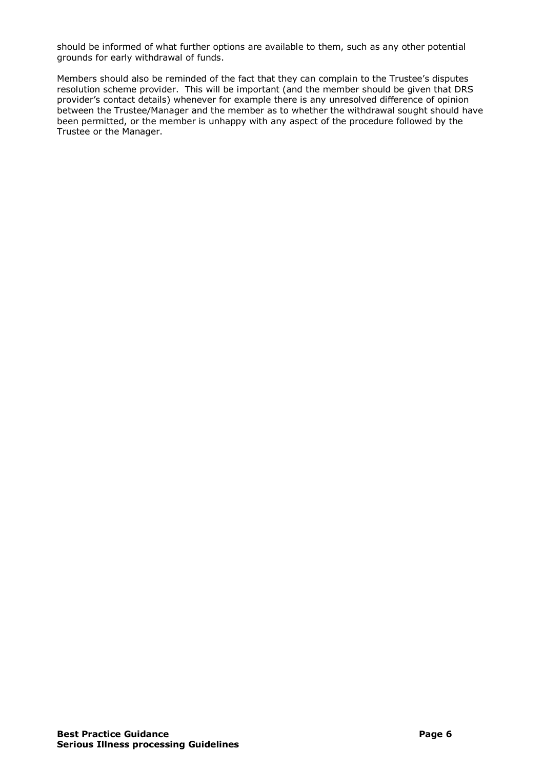should be informed of what further options are available to them, such as any other potential grounds for early withdrawal of funds.

Members should also be reminded of the fact that they can complain to the Trustee's disputes resolution scheme provider. This will be important (and the member should be given that DRS provider's contact details) whenever for example there is any unresolved difference of opinion between the Trustee/Manager and the member as to whether the withdrawal sought should have been permitted, or the member is unhappy with any aspect of the procedure followed by the Trustee or the Manager.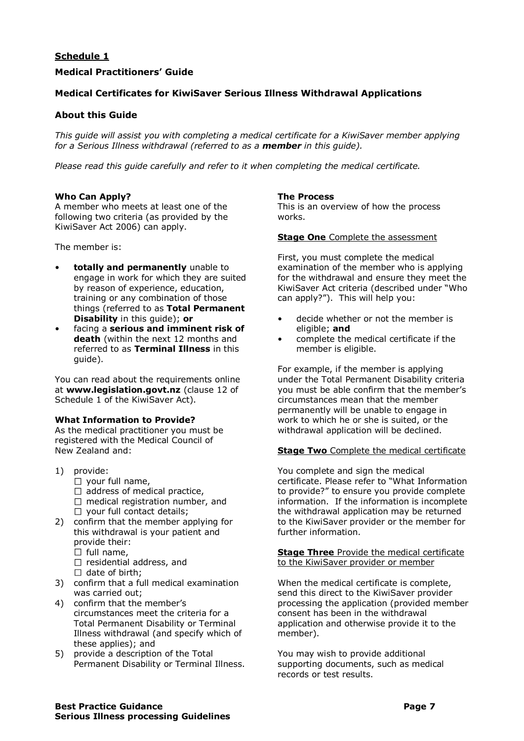**Schedule 1**

**Medical Practitioners' Guide**

**Medical Certificates for KiwiSaver Serious Illness Withdrawal Applications**

**About this Guide**

*This guide will assist you with completing a medical certificate for a KiwiSaver member applying for a Serious Illness withdrawal (referred to as a **member** in this guide).*

*Please read this guide carefully and refer to it when completing the medical certificate.*

**Who Can Apply?**

A member who meets at least one of the following two criteria (as provided by the KiwiSaver Act 2006) can apply.

The member is:

- **totally and permanently** unable to engage in work for which they are suited by reason of experience, education, training or any combination of those things (referred to as **Total Permanent Disability** in this guide); **or**
- facing a **serious and imminent risk of death** (within the next 12 months and referred to as **Terminal Illness** in this guide).

You can read about the requirements online at **www.legislation.govt.nz** (clause 12 of Schedule 1 of the KiwiSaver Act).

**What Information to Provide?**

As the medical practitioner you must be registered with the Medical Council of New Zealand and:

1) provide:
   - ☐ your full name,
   - ☐ address of medical practice,
   - ☐ medical registration number, and
   - ☐ your full contact details;
2) confirm that the member applying for this withdrawal is your patient and provide their:
   - ☐ full name,
   - ☐ residential address, and
   - ☐ date of birth;
3) confirm that a full medical examination was carried out;
4) confirm that the member's circumstances meet the criteria for a Total Permanent Disability or Terminal Illness withdrawal (and specify which of these applies); and
5) provide a description of the Total Permanent Disability or Terminal Illness.

**The Process**

This is an overview of how the process works.

**Stage One** Complete the assessment

First, you must complete the medical examination of the member who is applying for the withdrawal and ensure they meet the KiwiSaver Act criteria (described under "Who can apply?"). This will help you:

- decide whether or not the member is eligible; **and**
- complete the medical certificate if the member is eligible.

For example, if the member is applying under the Total Permanent Disability criteria you must be able confirm that the member's circumstances mean that the member permanently will be unable to engage in work to which he or she is suited, or the withdrawal application will be declined.

**Stage Two** Complete the medical certificate

You complete and sign the medical certificate. Please refer to "What Information to provide?" to ensure you provide complete information. If the information is incomplete the withdrawal application may be returned to the KiwiSaver provider or the member for further information.

**Stage Three** Provide the medical certificate to the KiwiSaver provider or member

When the medical certificate is complete, send this direct to the KiwiSaver provider processing the application (provided member consent has been in the withdrawal application and otherwise provide it to the member).

You may wish to provide additional supporting documents, such as medical records or test results.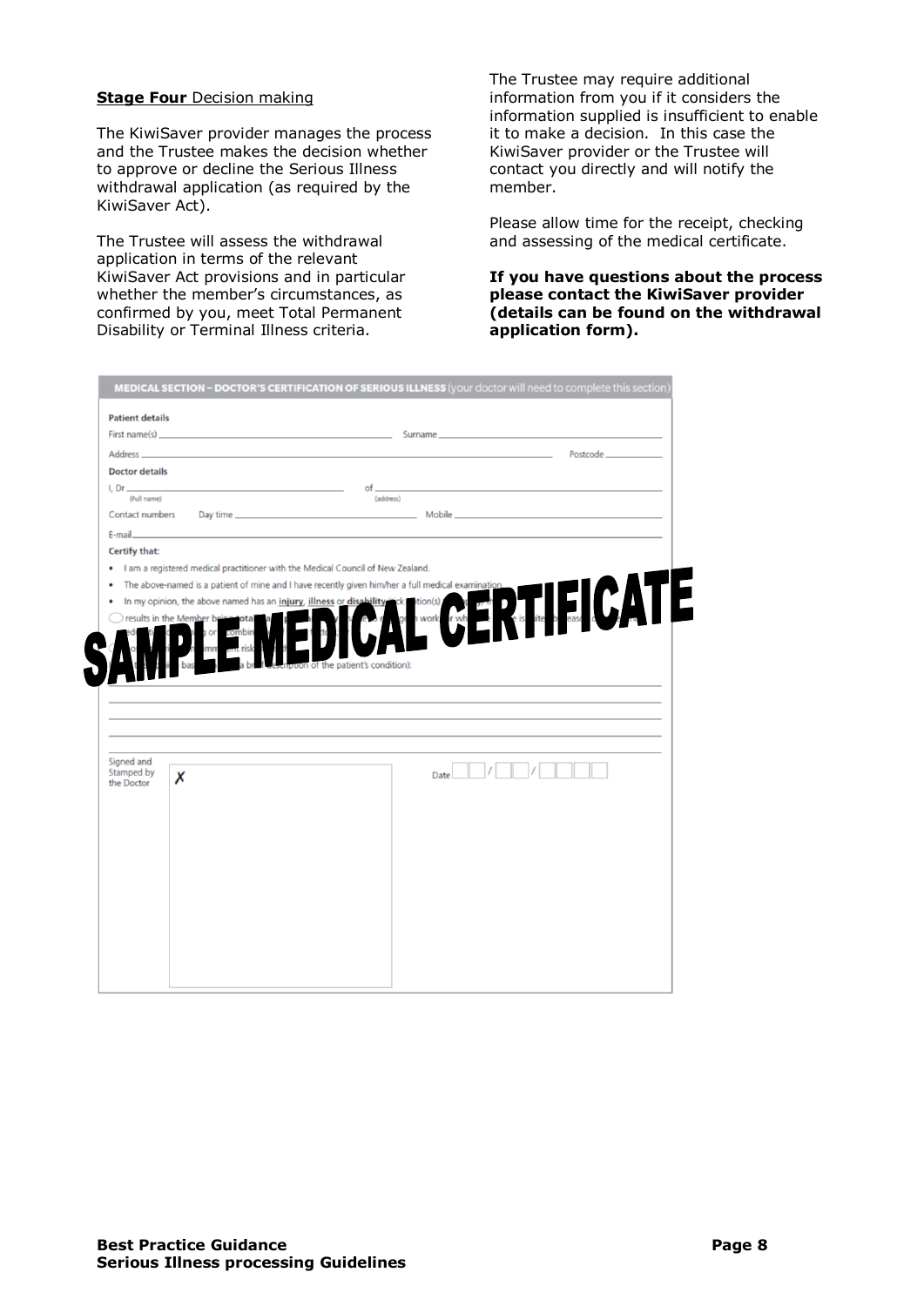**Stage Four** Decision making

The KiwiSaver provider manages the process and the Trustee makes the decision whether to approve or decline the Serious Illness withdrawal application (as required by the KiwiSaver Act).

The Trustee will assess the withdrawal application in terms of the relevant KiwiSaver Act provisions and in particular whether the member's circumstances, as confirmed by you, meet Total Permanent Disability or Terminal Illness criteria.

The Trustee may require additional information from you if it considers the information supplied is insufficient to enable it to make a decision. In this case the KiwiSaver provider or the Trustee will contact you directly and will notify the member.

Please allow time for the receipt, checking and assessing of the medical certificate.

**If you have questions about the process please contact the KiwiSaver provider (details can be found on the withdrawal application form).**

**MEDICAL SECTION – DOCTOR'S CERTIFICATION OF SERIOUS ILLNESS** (your doctor will need to complete this section)

**Patient details**

First name(s) ______________________ Surname ______________________

Address ______________________ Postcode __________

**Doctor details**

I, Dr ______________________ of ______________________
(Full name) (address)

Contact numbers Day time ______________________ Mobile ______________________

E-mail ______________________

**Certify that:**

- I am a registered medical practitioner with the Medical Council of New Zealand.
- The above-named is a patient of mine and I have recently given him/her a full medical examination.
- In my opinion, the above named has an injury, illness or disability ...

**SAMPLE MEDICAL CERTIFICATE**

... brief description of the patient's condition):

______________________

______________________

______________________

______________________

Signed and Stamped by the Doctor ✗

Date __ __ / __ __ / __ __ __ __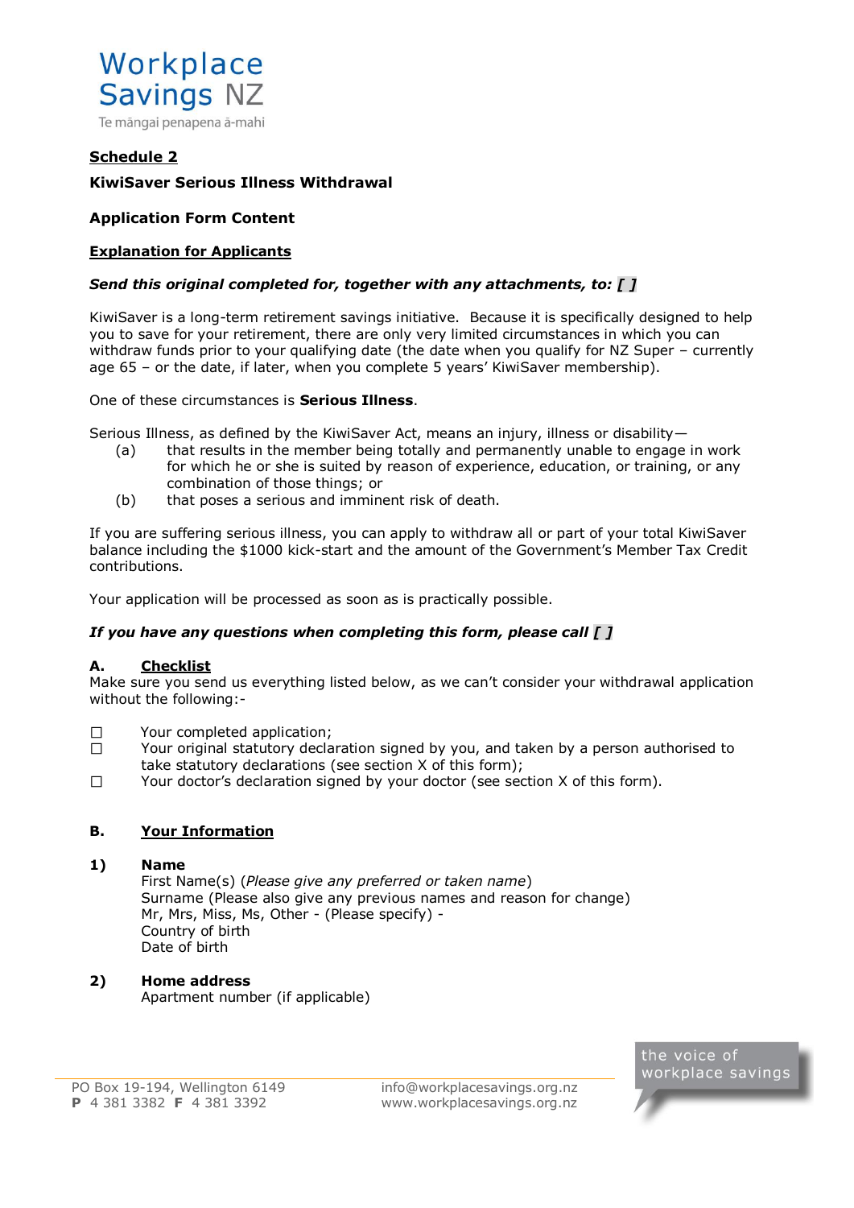Workplace Savings NZ
Te māngai penapena ā-mahi

**Schedule 2**

**KiwiSaver Serious Illness Withdrawal**

**Application Form Content**

**Explanation for Applicants**

***Send this original completed for, together with any attachments, to: [ ]***

KiwiSaver is a long-term retirement savings initiative. Because it is specifically designed to help you to save for your retirement, there are only very limited circumstances in which you can withdraw funds prior to your qualifying date (the date when you qualify for NZ Super – currently age 65 – or the date, if later, when you complete 5 years' KiwiSaver membership).

One of these circumstances is **Serious Illness**.

Serious Illness, as defined by the KiwiSaver Act, means an injury, illness or disability—

- (a) that results in the member being totally and permanently unable to engage in work for which he or she is suited by reason of experience, education, or training, or any combination of those things; or
- (b) that poses a serious and imminent risk of death.

If you are suffering serious illness, you can apply to withdraw all or part of your total KiwiSaver balance including the $1000 kick-start and the amount of the Government's Member Tax Credit contributions.

Your application will be processed as soon as is practically possible.

***If you have any questions when completing this form, please call [ ]***

**A. Checklist**

Make sure you send us everything listed below, as we can't consider your withdrawal application without the following:-

☐ Your completed application;
☐ Your original statutory declaration signed by you, and taken by a person authorised to take statutory declarations (see section X of this form);
☐ Your doctor's declaration signed by your doctor (see section X of this form).

**B. Your Information**

**1) Name**
First Name(s) (*Please give any preferred or taken name*)
Surname (Please also give any previous names and reason for change)
Mr, Mrs, Miss, Ms, Other - (Please specify) -
Country of birth
Date of birth

**2) Home address**
Apartment number (if applicable)

PO Box 19-194, Wellington 6149
**P** 4 381 3382 **F** 4 381 3392
info@workplacesavings.org.nz
www.workplacesavings.org.nz
the voice of workplace savings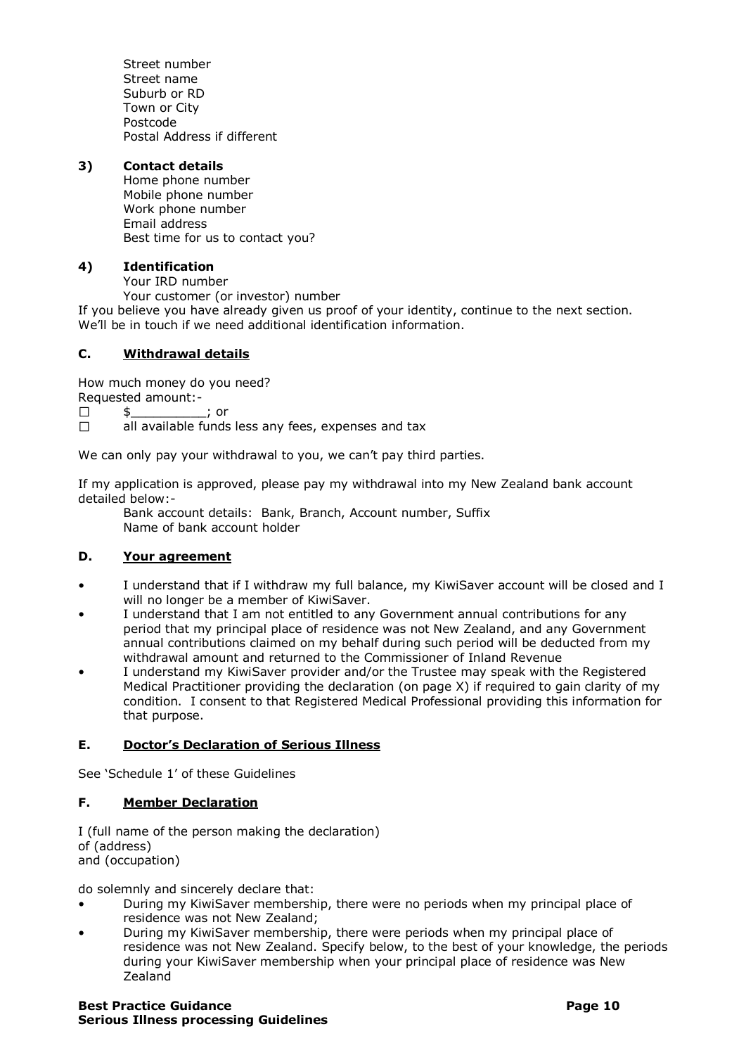Street number
Street name
Suburb or RD
Town or City
Postcode
Postal Address if different

**3) Contact details**

Home phone number
Mobile phone number
Work phone number
Email address
Best time for us to contact you?

**4) Identification**

Your IRD number
Your customer (or investor) number

If you believe you have already given us proof of your identity, continue to the next section. We'll be in touch if we need additional identification information.

## C. Withdrawal details

How much money do you need?
Requested amount:-

☐ $__________; or
☐ all available funds less any fees, expenses and tax

We can only pay your withdrawal to you, we can't pay third parties.

If my application is approved, please pay my withdrawal into my New Zealand bank account detailed below:-

Bank account details: Bank, Branch, Account number, Suffix
Name of bank account holder

## D. Your agreement

- I understand that if I withdraw my full balance, my KiwiSaver account will be closed and I will no longer be a member of KiwiSaver.
- I understand that I am not entitled to any Government annual contributions for any period that my principal place of residence was not New Zealand, and any Government annual contributions claimed on my behalf during such period will be deducted from my withdrawal amount and returned to the Commissioner of Inland Revenue
- I understand my KiwiSaver provider and/or the Trustee may speak with the Registered Medical Practitioner providing the declaration (on page X) if required to gain clarity of my condition. I consent to that Registered Medical Professional providing this information for that purpose.

## E. Doctor's Declaration of Serious Illness

See 'Schedule 1' of these Guidelines

## F. Member Declaration

I (full name of the person making the declaration)
of (address)
and (occupation)

do solemnly and sincerely declare that:

- During my KiwiSaver membership, there were no periods when my principal place of residence was not New Zealand;
- During my KiwiSaver membership, there were periods when my principal place of residence was not New Zealand. Specify below, to the best of your knowledge, the periods during your KiwiSaver membership when your principal place of residence was New Zealand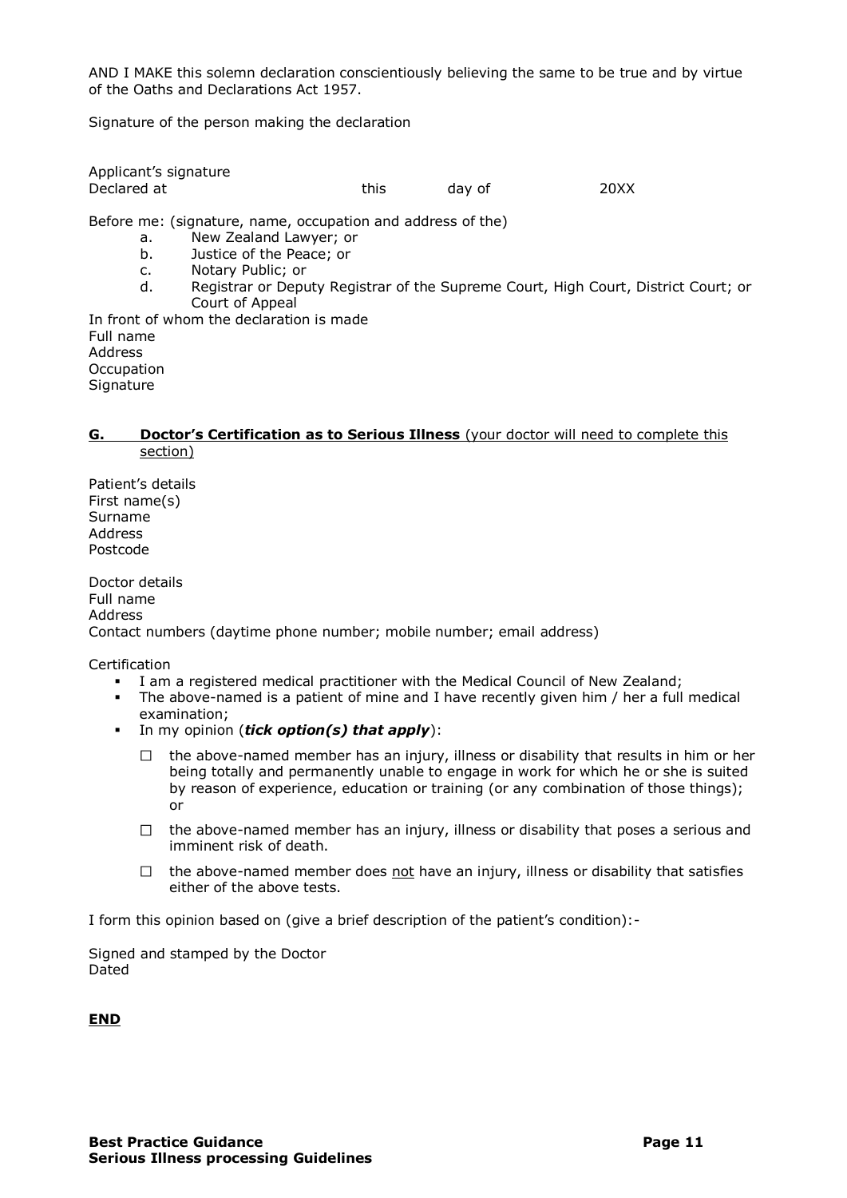AND I MAKE this solemn declaration conscientiously believing the same to be true and by virtue of the Oaths and Declarations Act 1957.

Signature of the person making the declaration

Applicant's signature

Declared at this day of 20XX

Before me: (signature, name, occupation and address of the)

a. New Zealand Lawyer; or
b. Justice of the Peace; or
c. Notary Public; or
d. Registrar or Deputy Registrar of the Supreme Court, High Court, District Court; or Court of Appeal

In front of whom the declaration is made

Full name

Address

Occupation

Signature

## G. Doctor's Certification as to Serious Illness (your doctor will need to complete this section)

Patient's details

First name(s)

Surname

Address

Postcode

Doctor details

Full name

Address

Contact numbers (daytime phone number; mobile number; email address)

Certification

- I am a registered medical practitioner with the Medical Council of New Zealand;
- The above-named is a patient of mine and I have recently given him / her a full medical examination;
- In my opinion (***tick option(s) that apply***):
  - ☐ the above-named member has an injury, illness or disability that results in him or her being totally and permanently unable to engage in work for which he or she is suited by reason of experience, education or training (or any combination of those things); or
  - ☐ the above-named member has an injury, illness or disability that poses a serious and imminent risk of death.
  - ☐ the above-named member does not have an injury, illness or disability that satisfies either of the above tests.

I form this opinion based on (give a brief description of the patient's condition):-

Signed and stamped by the Doctor

Dated

**END**